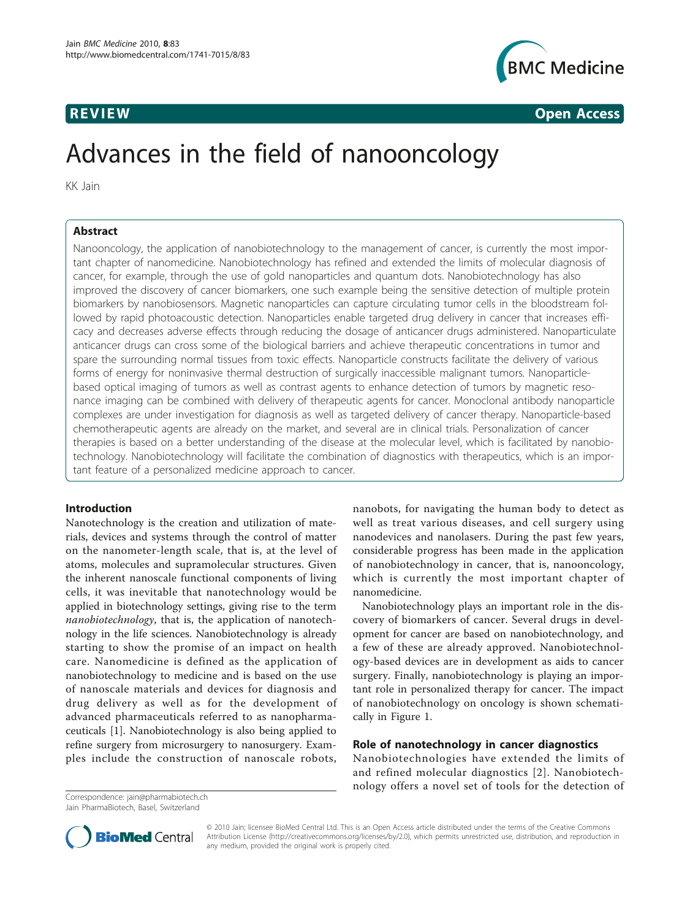REVIEW Open Access

# Advances in the field of nanooncology

KK Jain

## Abstract

Nanooncology, the application of nanobiotechnology to the management of cancer, is currently the most important chapter of nanomedicine. Nanobiotechnology has refined and extended the limits of molecular diagnosis of cancer, for example, through the use of gold nanoparticles and quantum dots. Nanobiotechnology has also improved the discovery of cancer biomarkers, one such example being the sensitive detection of multiple protein biomarkers by nanobiosensors. Magnetic nanoparticles can capture circulating tumor cells in the bloodstream followed by rapid photoacoustic detection. Nanoparticles enable targeted drug delivery in cancer that increases efficacy and decreases adverse effects through reducing the dosage of anticancer drugs administered. Nanoparticulate anticancer drugs can cross some of the biological barriers and achieve therapeutic concentrations in tumor and spare the surrounding normal tissues from toxic effects. Nanoparticle constructs facilitate the delivery of various forms of energy for noninvasive thermal destruction of surgically inaccessible malignant tumors. Nanoparticle-based optical imaging of tumors as well as contrast agents to enhance detection of tumors by magnetic resonance imaging can be combined with delivery of therapeutic agents for cancer. Monoclonal antibody nanoparticle complexes are under investigation for diagnosis as well as targeted delivery of cancer therapy. Nanoparticle-based chemotherapeutic agents are already on the market, and several are in clinical trials. Personalization of cancer therapies is based on a better understanding of the disease at the molecular level, which is facilitated by nanobiotechnology. Nanobiotechnology will facilitate the combination of diagnostics with therapeutics, which is an important feature of a personalized medicine approach to cancer.

## Introduction

Nanotechnology is the creation and utilization of materials, devices and systems through the control of matter on the nanometer-length scale, that is, at the level of atoms, molecules and supramolecular structures. Given the inherent nanoscale functional components of living cells, it was inevitable that nanotechnology would be applied in biotechnology settings, giving rise to the term *nanobiotechnology*, that is, the application of nanotechnology in the life sciences. Nanobiotechnology is already starting to show the promise of an impact on health care. Nanomedicine is defined as the application of nanobiotechnology to medicine and is based on the use of nanoscale materials and devices for diagnosis and drug delivery as well as for the development of advanced pharmaceuticals referred to as nanopharmaceuticals [1]. Nanobiotechnology is also being applied to refine surgery from microsurgery to nanosurgery. Examples include the construction of nanoscale robots, nanobots, for navigating the human body to detect as well as treat various diseases, and cell surgery using nanodevices and nanolasers. During the past few years, considerable progress has been made in the application of nanobiotechnology in cancer, that is, nanooncology, which is currently the most important chapter of nanomedicine.

Nanobiotechnology plays an important role in the discovery of biomarkers of cancer. Several drugs in development for cancer are based on nanobiotechnology, and a few of these are already approved. Nanobiotechnology-based devices are in development as aids to cancer surgery. Finally, nanobiotechnology is playing an important role in personalized therapy for cancer. The impact of nanobiotechnology on oncology is shown schematically in Figure 1.

## Role of nanotechnology in cancer diagnostics

Nanobiotechnologies have extended the limits of and refined molecular diagnostics [2]. Nanobiotechnology offers a novel set of tools for the detection of

Correspondence: jain@pharmabiotech.ch
Jain PharmaBiotech, Basel, Switzerland

© 2010 Jain; licensee BioMed Central Ltd. This is an Open Access article distributed under the terms of the Creative Commons Attribution License (http://creativecommons.org/licenses/by/2.0), which permits unrestricted use, distribution, and reproduction in any medium, provided the original work is properly cited.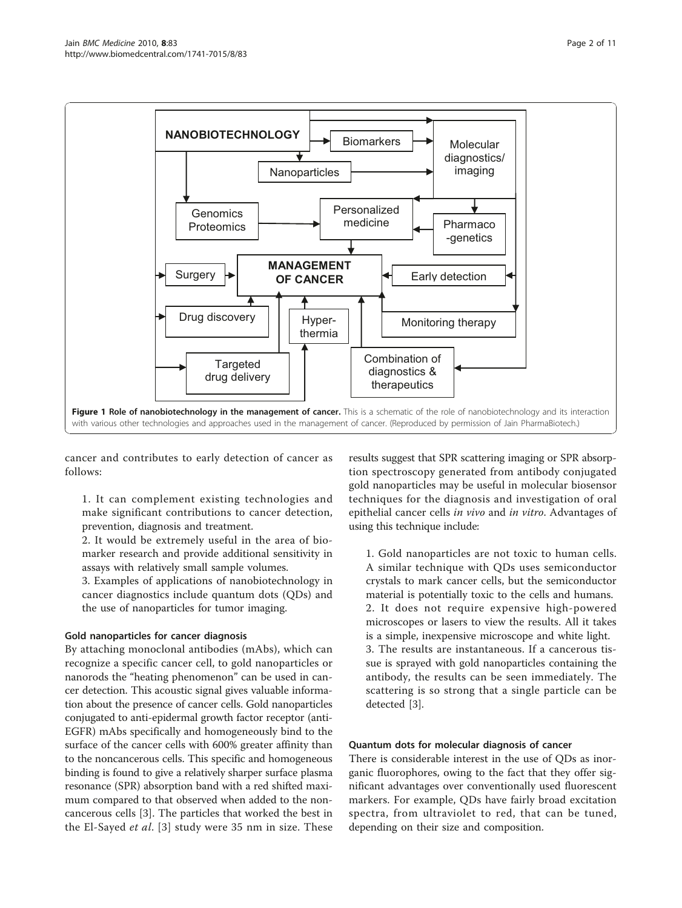Figure 1 Role of nanobiotechnology in the management of cancer. This is a schematic of the role of nanobiotechnology and its interaction with various other technologies and approaches used in the management of cancer. (Reproduced by permission of Jain PharmaBiotech.)

cancer and contributes to early detection of cancer as follows:

1. It can complement existing technologies and make significant contributions to cancer detection, prevention, diagnosis and treatment.
2. It would be extremely useful in the area of biomarker research and provide additional sensitivity in assays with relatively small sample volumes.
3. Examples of applications of nanobiotechnology in cancer diagnostics include quantum dots (QDs) and the use of nanoparticles for tumor imaging.

### Gold nanoparticles for cancer diagnosis

By attaching monoclonal antibodies (mAbs), which can recognize a specific cancer cell, to gold nanoparticles or nanorods the "heating phenomenon" can be used in cancer detection. This acoustic signal gives valuable information about the presence of cancer cells. Gold nanoparticles conjugated to anti-epidermal growth factor receptor (anti-EGFR) mAbs specifically and homogeneously bind to the surface of the cancer cells with 600% greater affinity than to the noncancerous cells. This specific and homogeneous binding is found to give a relatively sharper surface plasma resonance (SPR) absorption band with a red shifted maximum compared to that observed when added to the noncancerous cells [3]. The particles that worked the best in the El-Sayed *et al.* [3] study were 35 nm in size. These results suggest that SPR scattering imaging or SPR absorption spectroscopy generated from antibody conjugated gold nanoparticles may be useful in molecular biosensor techniques for the diagnosis and investigation of oral epithelial cancer cells *in vivo* and *in vitro*. Advantages of using this technique include:

1. Gold nanoparticles are not toxic to human cells. A similar technique with QDs uses semiconductor crystals to mark cancer cells, but the semiconductor material is potentially toxic to the cells and humans.
2. It does not require expensive high-powered microscopes or lasers to view the results. All it takes is a simple, inexpensive microscope and white light.
3. The results are instantaneous. If a cancerous tissue is sprayed with gold nanoparticles containing the antibody, the results can be seen immediately. The scattering is so strong that a single particle can be detected [3].

### Quantum dots for molecular diagnosis of cancer

There is considerable interest in the use of QDs as inorganic fluorophores, owing to the fact that they offer significant advantages over conventionally used fluorescent markers. For example, QDs have fairly broad excitation spectra, from ultraviolet to red, that can be tuned, depending on their size and composition.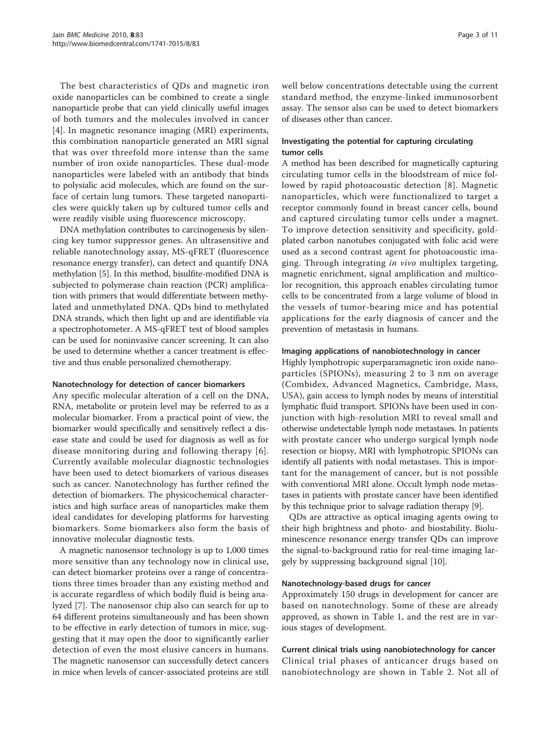The best characteristics of QDs and magnetic iron oxide nanoparticles can be combined to create a single nanoparticle probe that can yield clinically useful images of both tumors and the molecules involved in cancer [4]. In magnetic resonance imaging (MRI) experiments, this combination nanoparticle generated an MRI signal that was over threefold more intense than the same number of iron oxide nanoparticles. These dual-mode nanoparticles were labeled with an antibody that binds to polysialic acid molecules, which are found on the surface of certain lung tumors. These targeted nanoparticles were quickly taken up by cultured tumor cells and were readily visible using fluorescence microscopy.

DNA methylation contributes to carcinogenesis by silencing key tumor suppressor genes. An ultrasensitive and reliable nanotechnology assay, MS-qFRET (fluorescence resonance energy transfer), can detect and quantify DNA methylation [5]. In this method, bisulfite-modified DNA is subjected to polymerase chain reaction (PCR) amplification with primers that would differentiate between methylated and unmethylated DNA. QDs bind to methylated DNA strands, which then light up and are identifiable via a spectrophotometer. A MS-qFRET test of blood samples can be used for noninvasive cancer screening. It can also be used to determine whether a cancer treatment is effective and thus enable personalized chemotherapy.

#### Nanotechnology for detection of cancer biomarkers

Any specific molecular alteration of a cell on the DNA, RNA, metabolite or protein level may be referred to as a molecular biomarker. From a practical point of view, the biomarker would specifically and sensitively reflect a disease state and could be used for diagnosis as well as for disease monitoring during and following therapy [6]. Currently available molecular diagnostic technologies have been used to detect biomarkers of various diseases such as cancer. Nanotechnology has further refined the detection of biomarkers. The physicochemical characteristics and high surface areas of nanoparticles make them ideal candidates for developing platforms for harvesting biomarkers. Some biomarkers also form the basis of innovative molecular diagnostic tests.

A magnetic nanosensor technology is up to 1,000 times more sensitive than any technology now in clinical use, can detect biomarker proteins over a range of concentrations three times broader than any existing method and is accurate regardless of which bodily fluid is being analyzed [7]. The nanosensor chip also can search for up to 64 different proteins simultaneously and has been shown to be effective in early detection of tumors in mice, suggesting that it may open the door to significantly earlier detection of even the most elusive cancers in humans. The magnetic nanosensor can successfully detect cancers in mice when levels of cancer-associated proteins are still well below concentrations detectable using the current standard method, the enzyme-linked immunosorbent assay. The sensor also can be used to detect biomarkers of diseases other than cancer.

#### Investigating the potential for capturing circulating tumor cells

A method has been described for magnetically capturing circulating tumor cells in the bloodstream of mice followed by rapid photoacoustic detection [8]. Magnetic nanoparticles, which were functionalized to target a receptor commonly found in breast cancer cells, bound and captured circulating tumor cells under a magnet. To improve detection sensitivity and specificity, gold-plated carbon nanotubes conjugated with folic acid were used as a second contrast agent for photoacoustic imaging. Through integrating *in vivo* multiplex targeting, magnetic enrichment, signal amplification and multicolor recognition, this approach enables circulating tumor cells to be concentrated from a large volume of blood in the vessels of tumor-bearing mice and has potential applications for the early diagnosis of cancer and the prevention of metastasis in humans.

#### Imaging applications of nanobiotechnology in cancer

Highly lymphotropic superparamagnetic iron oxide nanoparticles (SPIONs), measuring 2 to 3 nm on average (Combidex, Advanced Magnetics, Cambridge, Mass, USA), gain access to lymph nodes by means of interstitial lymphatic fluid transport. SPIONs have been used in conjunction with high-resolution MRI to reveal small and otherwise undetectable lymph node metastases. In patients with prostate cancer who undergo surgical lymph node resection or biopsy, MRI with lymphotropic SPIONs can identify all patients with nodal metastases. This is important for the management of cancer, but is not possible with conventional MRI alone. Occult lymph node metastases in patients with prostate cancer have been identified by this technique prior to salvage radiation therapy [9].

QDs are attractive as optical imaging agents owing to their high brightness and photo- and biostability. Bioluminescence resonance energy transfer QDs can improve the signal-to-background ratio for real-time imaging largely by suppressing background signal [10].

#### Nanotechnology-based drugs for cancer

Approximately 150 drugs in development for cancer are based on nanotechnology. Some of these are already approved, as shown in Table 1, and the rest are in various stages of development.

#### Current clinical trials using nanobiotechnology for cancer

Clinical trial phases of anticancer drugs based on nanobiotechnology are shown in Table 2. Not all of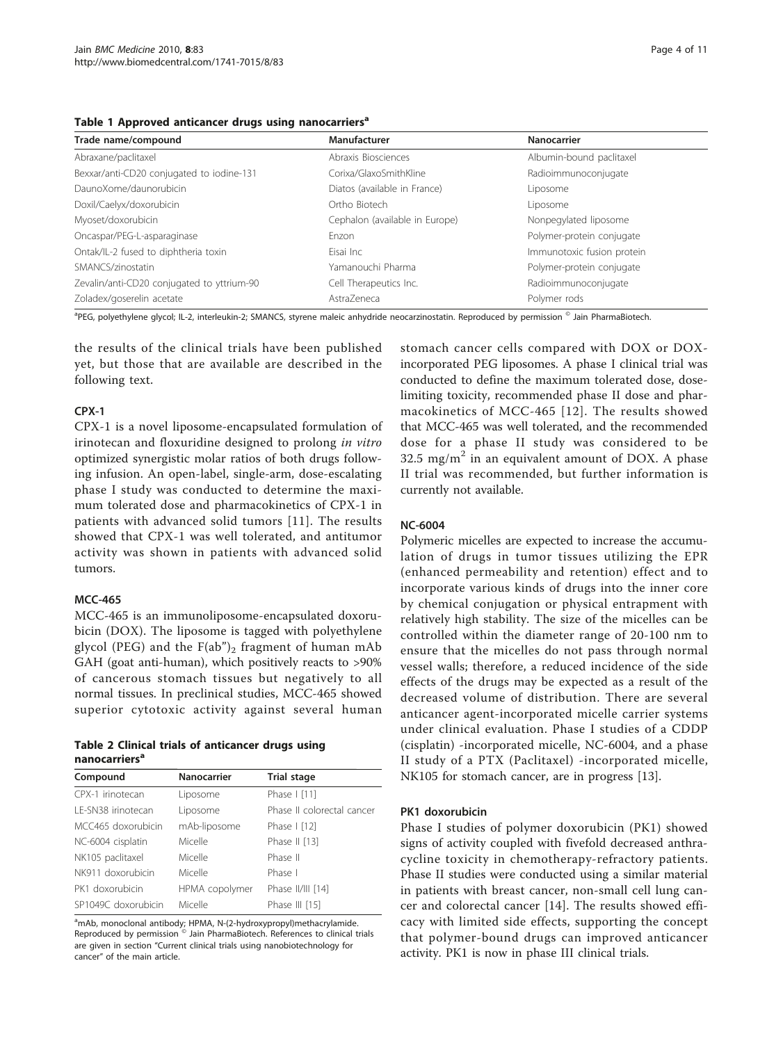**Table 1 Approved anticancer drugs using nanocarriers[a]**

| Trade name/compound | Manufacturer | Nanocarrier |
|---|---|---|
| Abraxane/paclitaxel | Abraxis Biosciences | Albumin-bound paclitaxel |
| Bexxar/anti-CD20 conjugated to iodine-131 | Corixa/GlaxoSmithKline | Radioimmunoconjugate |
| DaunoXome/daunorubicin | Diatos (available in France) | Liposome |
| Doxil/Caelyx/doxorubicin | Ortho Biotech | Liposome |
| Myoset/doxorubicin | Cephalon (available in Europe) | Nonpegylated liposome |
| Oncaspar/PEG-L-asparaginase | Enzon | Polymer-protein conjugate |
| Ontak/IL-2 fused to diphtheria toxin | Eisai Inc | Immunotoxic fusion protein |
| SMANCS/zinostatin | Yamanouchi Pharma | Polymer-protein conjugate |
| Zevalin/anti-CD20 conjugated to yttrium-90 | Cell Therapeutics Inc. | Radioimmunoconjugate |
| Zoladex/goserelin acetate | AstraZeneca | Polymer rods |

[a]PEG, polyethylene glycol; IL-2, interleukin-2; SMANCS, styrene maleic anhydride neocarzinostatin. Reproduced by permission © Jain PharmaBiotech.

the results of the clinical trials have been published yet, but those that are available are described in the following text.

### CPX-1

CPX-1 is a novel liposome-encapsulated formulation of irinotecan and floxuridine designed to prolong *in vitro* optimized synergistic molar ratios of both drugs following infusion. An open-label, single-arm, dose-escalating phase I study was conducted to determine the maximum tolerated dose and pharmacokinetics of CPX-1 in patients with advanced solid tumors [11]. The results showed that CPX-1 was well tolerated, and antitumor activity was shown in patients with advanced solid tumors.

### MCC-465

MCC-465 is an immunoliposome-encapsulated doxorubicin (DOX). The liposome is tagged with polyethylene glycol (PEG) and the $F(ab'')_2$ fragment of human mAb GAH (goat anti-human), which positively reacts to >90% of cancerous stomach tissues but negatively to all normal tissues. In preclinical studies, MCC-465 showed superior cytotoxic activity against several human stomach cancer cells compared with DOX or DOX-incorporated PEG liposomes. A phase I clinical trial was conducted to define the maximum tolerated dose, dose-limiting toxicity, recommended phase II dose and pharmacokinetics of MCC-465 [12]. The results showed that MCC-465 was well tolerated, and the recommended dose for a phase II study was considered to be 32.5 $mg/m^2$ in an equivalent amount of DOX. A phase II trial was recommended, but further information is currently not available.

**Table 2 Clinical trials of anticancer drugs using nanocarriers[a]**

| Compound | Nanocarrier | Trial stage |
|---|---|---|
| CPX-1 irinotecan | Liposome | Phase I [11] |
| LE-SN38 irinotecan | Liposome | Phase II colorectal cancer |
| MCC465 doxorubicin | mAb-liposome | Phase I [12] |
| NC-6004 cisplatin | Micelle | Phase II [13] |
| NK105 paclitaxel | Micelle | Phase II |
| NK911 doxorubicin | Micelle | Phase I |
| PK1 doxorubicin | HPMA copolymer | Phase II/III [14] |
| SP1049C doxorubicin | Micelle | Phase III [15] |

[a]mAb, monoclonal antibody; HPMA, N-(2-hydroxypropyl)methacrylamide. Reproduced by permission © Jain PharmaBiotech. References to clinical trials are given in section "Current clinical trials using nanobiotechnology for cancer" of the main article.

### NC-6004

Polymeric micelles are expected to increase the accumulation of drugs in tumor tissues utilizing the EPR (enhanced permeability and retention) effect and to incorporate various kinds of drugs into the inner core by chemical conjugation or physical entrapment with relatively high stability. The size of the micelles can be controlled within the diameter range of 20-100 nm to ensure that the micelles do not pass through normal vessel walls; therefore, a reduced incidence of the side effects of the drugs may be expected as a result of the decreased volume of distribution. There are several anticancer agent-incorporated micelle carrier systems under clinical evaluation. Phase I studies of a CDDP (cisplatin) -incorporated micelle, NC-6004, and a phase II study of a PTX (Paclitaxel) -incorporated micelle, NK105 for stomach cancer, are in progress [13].

### PK1 doxorubicin

Phase I studies of polymer doxorubicin (PK1) showed signs of activity coupled with fivefold decreased anthracycline toxicity in chemotherapy-refractory patients. Phase II studies were conducted using a similar material in patients with breast cancer, non-small cell lung cancer and colorectal cancer [14]. The results showed efficacy with limited side effects, supporting the concept that polymer-bound drugs can improved anticancer activity. PK1 is now in phase III clinical trials.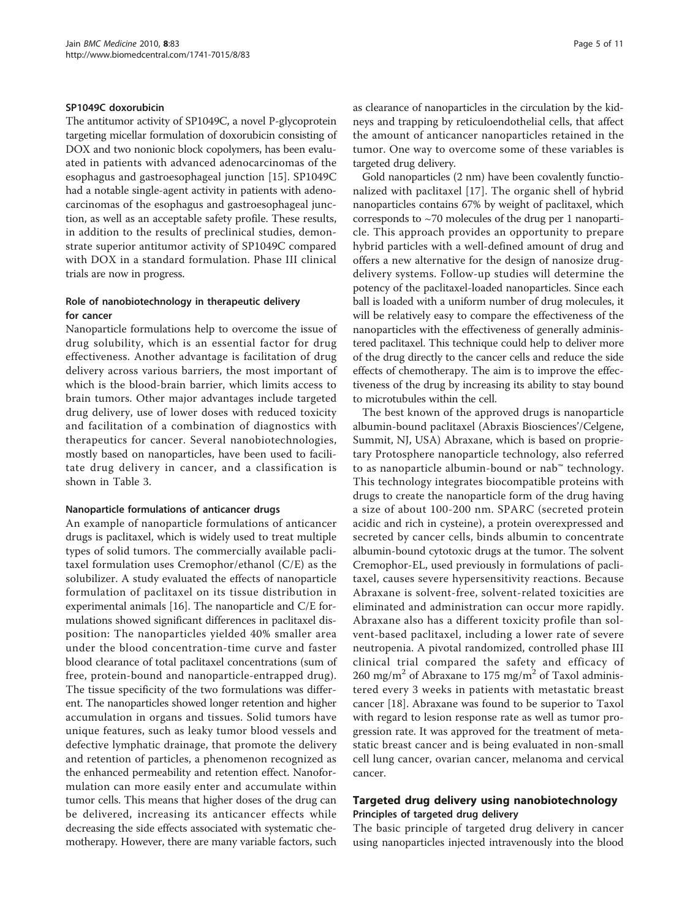#### SP1049C doxorubicin

The antitumor activity of SP1049C, a novel P-glycoprotein targeting micellar formulation of doxorubicin consisting of DOX and two nonionic block copolymers, has been evaluated in patients with advanced adenocarcinomas of the esophagus and gastroesophageal junction [15]. SP1049C had a notable single-agent activity in patients with adenocarcinomas of the esophagus and gastroesophageal junction, as well as an acceptable safety profile. These results, in addition to the results of preclinical studies, demonstrate superior antitumor activity of SP1049C compared with DOX in a standard formulation. Phase III clinical trials are now in progress.

### Role of nanobiotechnology in therapeutic delivery for cancer

Nanoparticle formulations help to overcome the issue of drug solubility, which is an essential factor for drug effectiveness. Another advantage is facilitation of drug delivery across various barriers, the most important of which is the blood-brain barrier, which limits access to brain tumors. Other major advantages include targeted drug delivery, use of lower doses with reduced toxicity and facilitation of a combination of diagnostics with therapeutics for cancer. Several nanobiotechnologies, mostly based on nanoparticles, have been used to facilitate drug delivery in cancer, and a classification is shown in Table 3.

#### Nanoparticle formulations of anticancer drugs

An example of nanoparticle formulations of anticancer drugs is paclitaxel, which is widely used to treat multiple types of solid tumors. The commercially available paclitaxel formulation uses Cremophor/ethanol (C/E) as the solubilizer. A study evaluated the effects of nanoparticle formulation of paclitaxel on its tissue distribution in experimental animals [16]. The nanoparticle and C/E formulations showed significant differences in paclitaxel disposition: The nanoparticles yielded 40% smaller area under the blood concentration-time curve and faster blood clearance of total paclitaxel concentrations (sum of free, protein-bound and nanoparticle-entrapped drug). The tissue specificity of the two formulations was different. The nanoparticles showed longer retention and higher accumulation in organs and tissues. Solid tumors have unique features, such as leaky tumor blood vessels and defective lymphatic drainage, that promote the delivery and retention of particles, a phenomenon recognized as the enhanced permeability and retention effect. Nanoformulation can more easily enter and accumulate within tumor cells. This means that higher doses of the drug can be delivered, increasing its anticancer effects while decreasing the side effects associated with systematic chemotherapy. However, there are many variable factors, such as clearance of nanoparticles in the circulation by the kidneys and trapping by reticuloendothelial cells, that affect the amount of anticancer nanoparticles retained in the tumor. One way to overcome some of these variables is targeted drug delivery.

Gold nanoparticles (2 nm) have been covalently functionalized with paclitaxel [17]. The organic shell of hybrid nanoparticles contains 67% by weight of paclitaxel, which corresponds to ~70 molecules of the drug per 1 nanoparticle. This approach provides an opportunity to prepare hybrid particles with a well-defined amount of drug and offers a new alternative for the design of nanosize drug-delivery systems. Follow-up studies will determine the potency of the paclitaxel-loaded nanoparticles. Since each ball is loaded with a uniform number of drug molecules, it will be relatively easy to compare the effectiveness of the nanoparticles with the effectiveness of generally administered paclitaxel. This technique could help to deliver more of the drug directly to the cancer cells and reduce the side effects of chemotherapy. The aim is to improve the effectiveness of the drug by increasing its ability to stay bound to microtubules within the cell.

The best known of the approved drugs is nanoparticle albumin-bound paclitaxel (Abraxis Biosciences'/Celgene, Summit, NJ, USA) Abraxane, which is based on proprietary Protosphere nanoparticle technology, also referred to as nanoparticle albumin-bound or nab™ technology. This technology integrates biocompatible proteins with drugs to create the nanoparticle form of the drug having a size of about 100-200 nm. SPARC (secreted protein acidic and rich in cysteine), a protein overexpressed and secreted by cancer cells, binds albumin to concentrate albumin-bound cytotoxic drugs at the tumor. The solvent Cremophor-EL, used previously in formulations of paclitaxel, causes severe hypersensitivity reactions. Because Abraxane is solvent-free, solvent-related toxicities are eliminated and administration can occur more rapidly. Abraxane also has a different toxicity profile than solvent-based paclitaxel, including a lower rate of severe neutropenia. A pivotal randomized, controlled phase III clinical trial compared the safety and efficacy of 260 $mg/m^2$ of Abraxane to 175 $mg/m^2$ of Taxol administered every 3 weeks in patients with metastatic breast cancer [18]. Abraxane was found to be superior to Taxol with regard to lesion response rate as well as tumor progression rate. It was approved for the treatment of metastatic breast cancer and is being evaluated in non-small cell lung cancer, ovarian cancer, melanoma and cervical cancer.

## Targeted drug delivery using nanobiotechnology

### Principles of targeted drug delivery

The basic principle of targeted drug delivery in cancer using nanoparticles injected intravenously into the blood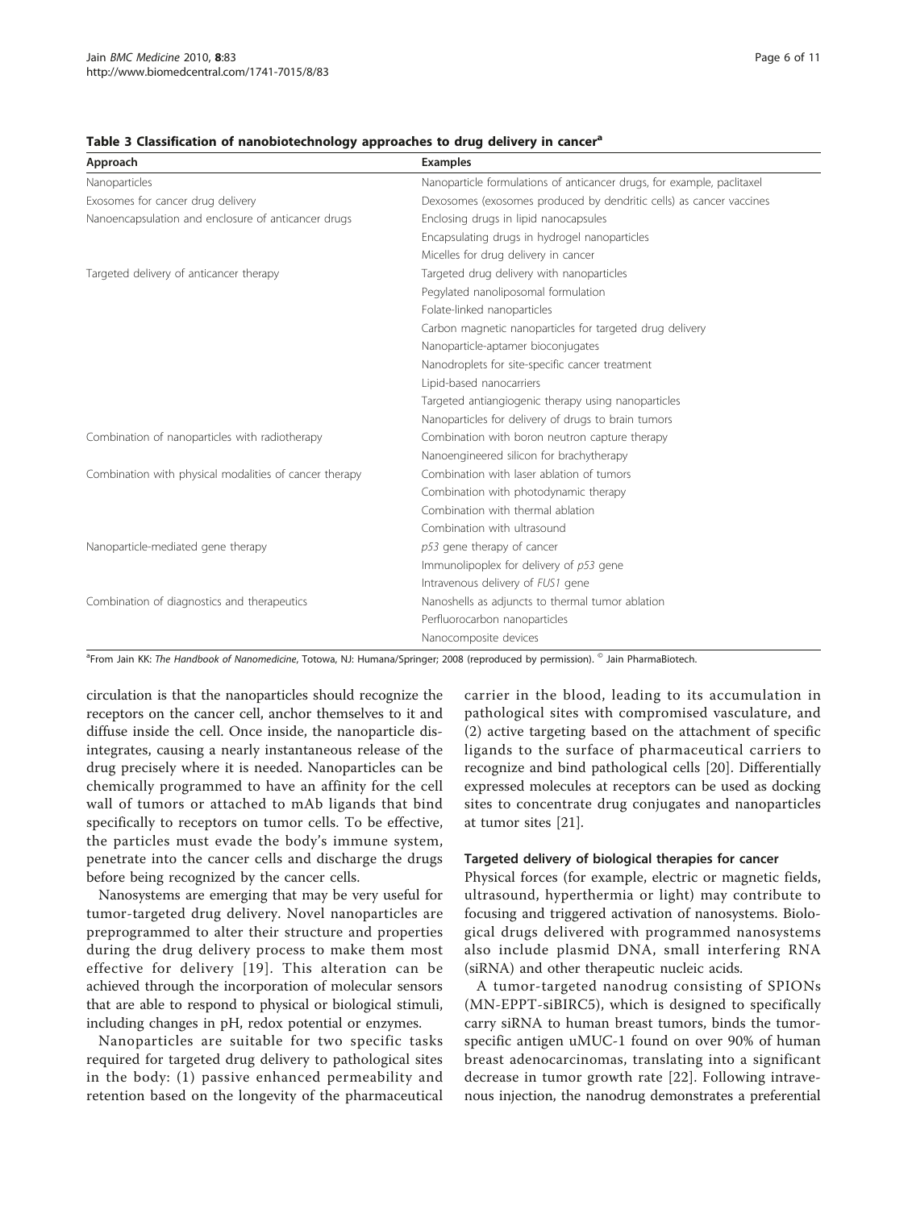**Table 3 Classification of nanobiotechnology approaches to drug delivery in cancer[a]**

| Approach | Examples |
|---|---|
| Nanoparticles | Nanoparticle formulations of anticancer drugs, for example, paclitaxel |
| Exosomes for cancer drug delivery | Dexosomes (exosomes produced by dendritic cells) as cancer vaccines |
| Nanoencapsulation and enclosure of anticancer drugs | Enclosing drugs in lipid nanocapsules |
| | Encapsulating drugs in hydrogel nanoparticles |
| | Micelles for drug delivery in cancer |
| Targeted delivery of anticancer therapy | Targeted drug delivery with nanoparticles |
| | Pegylated nanoliposomal formulation |
| | Folate-linked nanoparticles |
| | Carbon magnetic nanoparticles for targeted drug delivery |
| | Nanoparticle-aptamer bioconjugates |
| | Nanodroplets for site-specific cancer treatment |
| | Lipid-based nanocarriers |
| | Targeted antiangiogenic therapy using nanoparticles |
| | Nanoparticles for delivery of drugs to brain tumors |
| Combination of nanoparticles with radiotherapy | Combination with boron neutron capture therapy |
| | Nanoengineered silicon for brachytherapy |
| Combination with physical modalities of cancer therapy | Combination with laser ablation of tumors |
| | Combination with photodynamic therapy |
| | Combination with thermal ablation |
| | Combination with ultrasound |
| Nanoparticle-mediated gene therapy | *p53* gene therapy of cancer |
| | Immunolipoplex for delivery of *p53* gene |
| | Intravenous delivery of *FUS1* gene |
| Combination of diagnostics and therapeutics | Nanoshells as adjuncts to thermal tumor ablation |
| | Perfluorocarbon nanoparticles |
| | Nanocomposite devices |

[a]From Jain KK: *The Handbook of Nanomedicine*, Totowa, NJ: Humana/Springer; 2008 (reproduced by permission). © Jain PharmaBiotech.

circulation is that the nanoparticles should recognize the receptors on the cancer cell, anchor themselves to it and diffuse inside the cell. Once inside, the nanoparticle disintegrates, causing a nearly instantaneous release of the drug precisely where it is needed. Nanoparticles can be chemically programmed to have an affinity for the cell wall of tumors or attached to mAb ligands that bind specifically to receptors on tumor cells. To be effective, the particles must evade the body's immune system, penetrate into the cancer cells and discharge the drugs before being recognized by the cancer cells.

Nanosystems are emerging that may be very useful for tumor-targeted drug delivery. Novel nanoparticles are preprogrammed to alter their structure and properties during the drug delivery process to make them most effective for delivery [19]. This alteration can be achieved through the incorporation of molecular sensors that are able to respond to physical or biological stimuli, including changes in pH, redox potential or enzymes.

Nanoparticles are suitable for two specific tasks required for targeted drug delivery to pathological sites in the body: (1) passive enhanced permeability and retention based on the longevity of the pharmaceutical carrier in the blood, leading to its accumulation in pathological sites with compromised vasculature, and (2) active targeting based on the attachment of specific ligands to the surface of pharmaceutical carriers to recognize and bind pathological cells [20]. Differentially expressed molecules at receptors can be used as docking sites to concentrate drug conjugates and nanoparticles at tumor sites [21].

### Targeted delivery of biological therapies for cancer

Physical forces (for example, electric or magnetic fields, ultrasound, hyperthermia or light) may contribute to focusing and triggered activation of nanosystems. Biological drugs delivered with programmed nanosystems also include plasmid DNA, small interfering RNA (siRNA) and other therapeutic nucleic acids.

A tumor-targeted nanodrug consisting of SPIONs (MN-EPPT-siBIRC5), which is designed to specifically carry siRNA to human breast tumors, binds the tumor-specific antigen uMUC-1 found on over 90% of human breast adenocarcinomas, translating into a significant decrease in tumor growth rate [22]. Following intravenous injection, the nanodrug demonstrates a preferential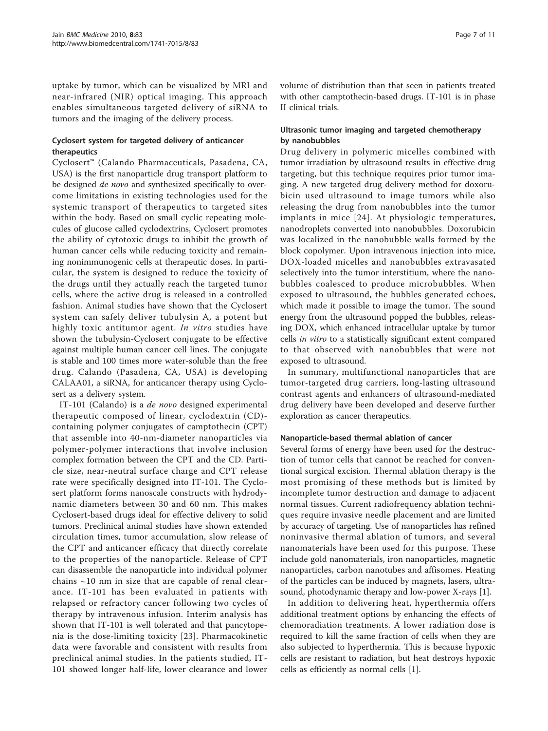uptake by tumor, which can be visualized by MRI and near-infrared (NIR) optical imaging. This approach enables simultaneous targeted delivery of siRNA to tumors and the imaging of the delivery process.

### Cyclosert system for targeted delivery of anticancer therapeutics

Cyclosert™ (Calando Pharmaceuticals, Pasadena, CA, USA) is the first nanoparticle drug transport platform to be designed *de novo* and synthesized specifically to overcome limitations in existing technologies used for the systemic transport of therapeutics to targeted sites within the body. Based on small cyclic repeating molecules of glucose called cyclodextrins, Cyclosert promotes the ability of cytotoxic drugs to inhibit the growth of human cancer cells while reducing toxicity and remaining nonimmunogenic cells at therapeutic doses. In particular, the system is designed to reduce the toxicity of the drugs until they actually reach the targeted tumor cells, where the active drug is released in a controlled fashion. Animal studies have shown that the Cyclosert system can safely deliver tubulysin A, a potent but highly toxic antitumor agent. *In vitro* studies have shown the tubulysin-Cyclosert conjugate to be effective against multiple human cancer cell lines. The conjugate is stable and 100 times more water-soluble than the free drug. Calando (Pasadena, CA, USA) is developing CALAA01, a siRNA, for anticancer therapy using Cyclosert as a delivery system.

IT-101 (Calando) is a *de novo* designed experimental therapeutic composed of linear, cyclodextrin (CD)-containing polymer conjugates of camptothecin (CPT) that assemble into 40-nm-diameter nanoparticles via polymer-polymer interactions that involve inclusion complex formation between the CPT and the CD. Particle size, near-neutral surface charge and CPT release rate were specifically designed into IT-101. The Cyclosert platform forms nanoscale constructs with hydrodynamic diameters between 30 and 60 nm. This makes Cyclosert-based drugs ideal for effective delivery to solid tumors. Preclinical animal studies have shown extended circulation times, tumor accumulation, slow release of the CPT and anticancer efficacy that directly correlate to the properties of the nanoparticle. Release of CPT can disassemble the nanoparticle into individual polymer chains ~10 nm in size that are capable of renal clearance. IT-101 has been evaluated in patients with relapsed or refractory cancer following two cycles of therapy by intravenous infusion. Interim analysis has shown that IT-101 is well tolerated and that pancytopenia is the dose-limiting toxicity [23]. Pharmacokinetic data were favorable and consistent with results from preclinical animal studies. In the patients studied, IT-101 showed longer half-life, lower clearance and lower volume of distribution than that seen in patients treated with other camptothecin-based drugs. IT-101 is in phase II clinical trials.

### Ultrasonic tumor imaging and targeted chemotherapy by nanobubbles

Drug delivery in polymeric micelles combined with tumor irradiation by ultrasound results in effective drug targeting, but this technique requires prior tumor imaging. A new targeted drug delivery method for doxorubicin used ultrasound to image tumors while also releasing the drug from nanobubbles into the tumor implants in mice [24]. At physiologic temperatures, nanodroplets converted into nanobubbles. Doxorubicin was localized in the nanobubble walls formed by the block copolymer. Upon intravenous injection into mice, DOX-loaded micelles and nanobubbles extravasated selectively into the tumor interstitium, where the nanobubbles coalesced to produce microbubbles. When exposed to ultrasound, the bubbles generated echoes, which made it possible to image the tumor. The sound energy from the ultrasound popped the bubbles, releasing DOX, which enhanced intracellular uptake by tumor cells *in vitro* to a statistically significant extent compared to that observed with nanobubbles that were not exposed to ultrasound.

In summary, multifunctional nanoparticles that are tumor-targeted drug carriers, long-lasting ultrasound contrast agents and enhancers of ultrasound-mediated drug delivery have been developed and deserve further exploration as cancer therapeutics.

### Nanoparticle-based thermal ablation of cancer

Several forms of energy have been used for the destruction of tumor cells that cannot be reached for conventional surgical excision. Thermal ablation therapy is the most promising of these methods but is limited by incomplete tumor destruction and damage to adjacent normal tissues. Current radiofrequency ablation techniques require invasive needle placement and are limited by accuracy of targeting. Use of nanoparticles has refined noninvasive thermal ablation of tumors, and several nanomaterials have been used for this purpose. These include gold nanomaterials, iron nanoparticles, magnetic nanoparticles, carbon nanotubes and affisomes. Heating of the particles can be induced by magnets, lasers, ultrasound, photodynamic therapy and low-power X-rays [1].

In addition to delivering heat, hyperthermia offers additional treatment options by enhancing the effects of chemoradiation treatments. A lower radiation dose is required to kill the same fraction of cells when they are also subjected to hyperthermia. This is because hypoxic cells are resistant to radiation, but heat destroys hypoxic cells as efficiently as normal cells [1].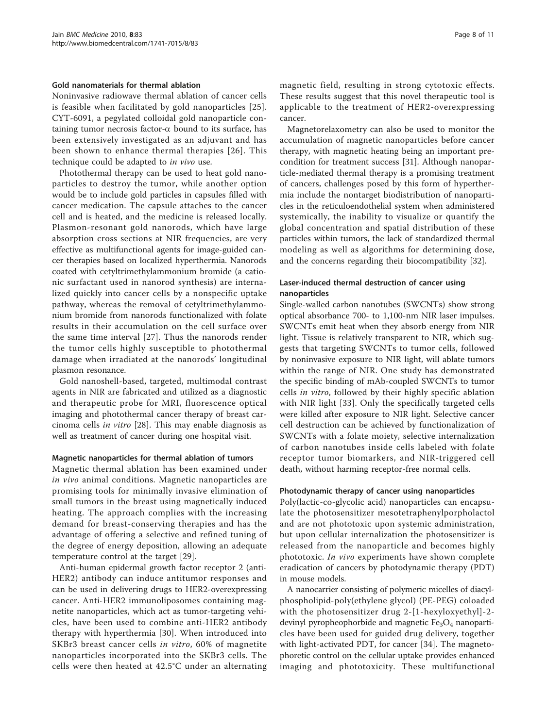### Gold nanomaterials for thermal ablation

Noninvasive radiowave thermal ablation of cancer cells is feasible when facilitated by gold nanoparticles [25]. CYT-6091, a pegylated colloidal gold nanoparticle containing tumor necrosis factor-$\alpha$ bound to its surface, has been extensively investigated as an adjuvant and has been shown to enhance thermal therapies [26]. This technique could be adapted to *in vivo* use.

Photothermal therapy can be used to heat gold nanoparticles to destroy the tumor, while another option would be to include gold particles in capsules filled with cancer medication. The capsule attaches to the cancer cell and is heated, and the medicine is released locally. Plasmon-resonant gold nanorods, which have large absorption cross sections at NIR frequencies, are very effective as multifunctional agents for image-guided cancer therapies based on localized hyperthermia. Nanorods coated with cetyltrimethylammonium bromide (a cationic surfactant used in nanorod synthesis) are internalized quickly into cancer cells by a nonspecific uptake pathway, whereas the removal of cetyltrimethylammonium bromide from nanorods functionalized with folate results in their accumulation on the cell surface over the same time interval [27]. Thus the nanorods render the tumor cells highly susceptible to photothermal damage when irradiated at the nanorods' longitudinal plasmon resonance.

Gold nanoshell-based, targeted, multimodal contrast agents in NIR are fabricated and utilized as a diagnostic and therapeutic probe for MRI, fluorescence optical imaging and photothermal cancer therapy of breast carcinoma cells *in vitro* [28]. This may enable diagnosis as well as treatment of cancer during one hospital visit.

### Magnetic nanoparticles for thermal ablation of tumors

Magnetic thermal ablation has been examined under *in vivo* animal conditions. Magnetic nanoparticles are promising tools for minimally invasive elimination of small tumors in the breast using magnetically induced heating. The approach complies with the increasing demand for breast-conserving therapies and has the advantage of offering a selective and refined tuning of the degree of energy deposition, allowing an adequate temperature control at the target [29].

Anti-human epidermal growth factor receptor 2 (anti-HER2) antibody can induce antitumor responses and can be used in delivering drugs to HER2-overexpressing cancer. Anti-HER2 immunoliposomes containing magnetite nanoparticles, which act as tumor-targeting vehicles, have been used to combine anti-HER2 antibody therapy with hyperthermia [30]. When introduced into SKBr3 breast cancer cells *in vitro*, 60% of magnetite nanoparticles incorporated into the SKBr3 cells. The cells were then heated at 42.5°C under an alternating magnetic field, resulting in strong cytotoxic effects. These results suggest that this novel therapeutic tool is applicable to the treatment of HER2-overexpressing cancer.

Magnetorelaxometry can also be used to monitor the accumulation of magnetic nanoparticles before cancer therapy, with magnetic heating being an important precondition for treatment success [31]. Although nanoparticle-mediated thermal therapy is a promising treatment of cancers, challenges posed by this form of hyperthermia include the nontarget biodistribution of nanoparticles in the reticuloendothelial system when administered systemically, the inability to visualize or quantify the global concentration and spatial distribution of these particles within tumors, the lack of standardized thermal modeling as well as algorithms for determining dose, and the concerns regarding their biocompatibility [32].

### Laser-induced thermal destruction of cancer using nanoparticles

Single-walled carbon nanotubes (SWCNTs) show strong optical absorbance 700- to 1,100-nm NIR laser impulses. SWCNTs emit heat when they absorb energy from NIR light. Tissue is relatively transparent to NIR, which suggests that targeting SWCNTs to tumor cells, followed by noninvasive exposure to NIR light, will ablate tumors within the range of NIR. One study has demonstrated the specific binding of mAb-coupled SWCNTs to tumor cells *in vitro*, followed by their highly specific ablation with NIR light [33]. Only the specifically targeted cells were killed after exposure to NIR light. Selective cancer cell destruction can be achieved by functionalization of SWCNTs with a folate moiety, selective internalization of carbon nanotubes inside cells labeled with folate receptor tumor biomarkers, and NIR-triggered cell death, without harming receptor-free normal cells.

### Photodynamic therapy of cancer using nanoparticles

Poly(lactic-co-glycolic acid) nanoparticles can encapsulate the photosensitizer mesotetraphenylporpholactol and are not phototoxic upon systemic administration, but upon cellular internalization the photosensitizer is released from the nanoparticle and becomes highly phototoxic. *In vivo* experiments have shown complete eradication of cancers by photodynamic therapy (PDT) in mouse models.

A nanocarrier consisting of polymeric micelles of diacylphospholipid-poly(ethylene glycol) (PE-PEG) coloaded with the photosensitizer drug 2-[1-hexyloxyethyl]-2-devinyl pyropheophorbide and magnetic $Fe_3O_4$ nanoparticles have been used for guided drug delivery, together with light-activated PDT, for cancer [34]. The magnetophoretic control on the cellular uptake provides enhanced imaging and phototoxicity. These multifunctional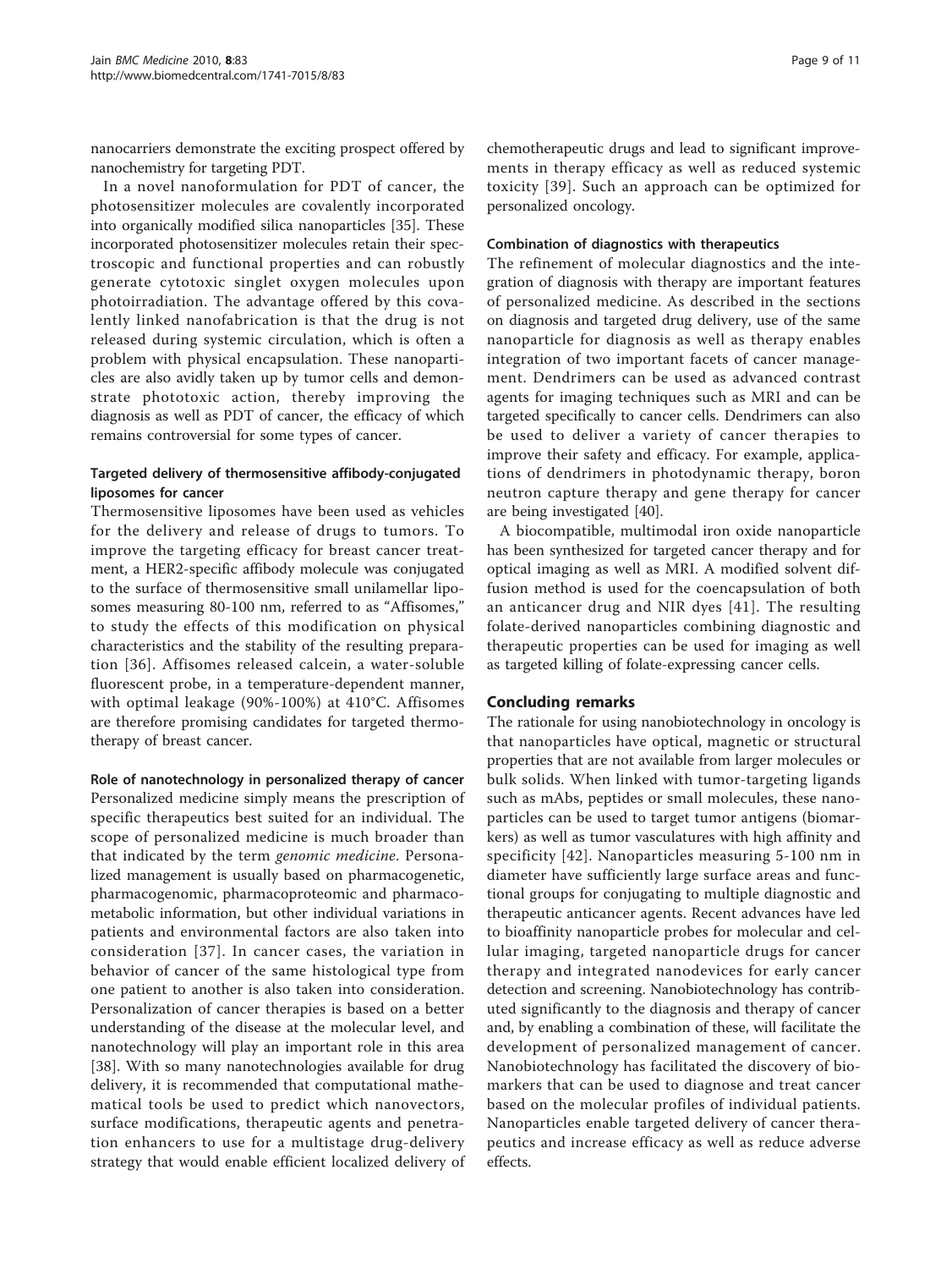nanocarriers demonstrate the exciting prospect offered by nanochemistry for targeting PDT.

In a novel nanoformulation for PDT of cancer, the photosensitizer molecules are covalently incorporated into organically modified silica nanoparticles [35]. These incorporated photosensitizer molecules retain their spectroscopic and functional properties and can robustly generate cytotoxic singlet oxygen molecules upon photoirradiation. The advantage offered by this covalently linked nanofabrication is that the drug is not released during systemic circulation, which is often a problem with physical encapsulation. These nanoparticles are also avidly taken up by tumor cells and demonstrate phototoxic action, thereby improving the diagnosis as well as PDT of cancer, the efficacy of which remains controversial for some types of cancer.

### Targeted delivery of thermosensitive affibody-conjugated liposomes for cancer

Thermosensitive liposomes have been used as vehicles for the delivery and release of drugs to tumors. To improve the targeting efficacy for breast cancer treatment, a HER2-specific affibody molecule was conjugated to the surface of thermosensitive small unilamellar liposomes measuring 80-100 nm, referred to as "Affisomes," to study the effects of this modification on physical characteristics and the stability of the resulting preparation [36]. Affisomes released calcein, a water-soluble fluorescent probe, in a temperature-dependent manner, with optimal leakage (90%-100%) at 410°C. Affisomes are therefore promising candidates for targeted thermotherapy of breast cancer.

### Role of nanotechnology in personalized therapy of cancer

Personalized medicine simply means the prescription of specific therapeutics best suited for an individual. The scope of personalized medicine is much broader than that indicated by the term *genomic medicine.* Personalized management is usually based on pharmacogenetic, pharmacogenomic, pharmacoproteomic and pharmacometabolic information, but other individual variations in patients and environmental factors are also taken into consideration [37]. In cancer cases, the variation in behavior of cancer of the same histological type from one patient to another is also taken into consideration. Personalization of cancer therapies is based on a better understanding of the disease at the molecular level, and nanotechnology will play an important role in this area [38]. With so many nanotechnologies available for drug delivery, it is recommended that computational mathematical tools be used to predict which nanovectors, surface modifications, therapeutic agents and penetration enhancers to use for a multistage drug-delivery strategy that would enable efficient localized delivery of chemotherapeutic drugs and lead to significant improvements in therapy efficacy as well as reduced systemic toxicity [39]. Such an approach can be optimized for personalized oncology.

### Combination of diagnostics with therapeutics

The refinement of molecular diagnostics and the integration of diagnosis with therapy are important features of personalized medicine. As described in the sections on diagnosis and targeted drug delivery, use of the same nanoparticle for diagnosis as well as therapy enables integration of two important facets of cancer management. Dendrimers can be used as advanced contrast agents for imaging techniques such as MRI and can be targeted specifically to cancer cells. Dendrimers can also be used to deliver a variety of cancer therapies to improve their safety and efficacy. For example, applications of dendrimers in photodynamic therapy, boron neutron capture therapy and gene therapy for cancer are being investigated [40].

A biocompatible, multimodal iron oxide nanoparticle has been synthesized for targeted cancer therapy and for optical imaging as well as MRI. A modified solvent diffusion method is used for the coencapsulation of both an anticancer drug and NIR dyes [41]. The resulting folate-derived nanoparticles combining diagnostic and therapeutic properties can be used for imaging as well as targeted killing of folate-expressing cancer cells.

## Concluding remarks

The rationale for using nanobiotechnology in oncology is that nanoparticles have optical, magnetic or structural properties that are not available from larger molecules or bulk solids. When linked with tumor-targeting ligands such as mAbs, peptides or small molecules, these nanoparticles can be used to target tumor antigens (biomarkers) as well as tumor vasculatures with high affinity and specificity [42]. Nanoparticles measuring 5-100 nm in diameter have sufficiently large surface areas and functional groups for conjugating to multiple diagnostic and therapeutic anticancer agents. Recent advances have led to bioaffinity nanoparticle probes for molecular and cellular imaging, targeted nanoparticle drugs for cancer therapy and integrated nanodevices for early cancer detection and screening. Nanobiotechnology has contributed significantly to the diagnosis and therapy of cancer and, by enabling a combination of these, will facilitate the development of personalized management of cancer. Nanobiotechnology has facilitated the discovery of biomarkers that can be used to diagnose and treat cancer based on the molecular profiles of individual patients. Nanoparticles enable targeted delivery of cancer therapeutics and increase efficacy as well as reduce adverse effects.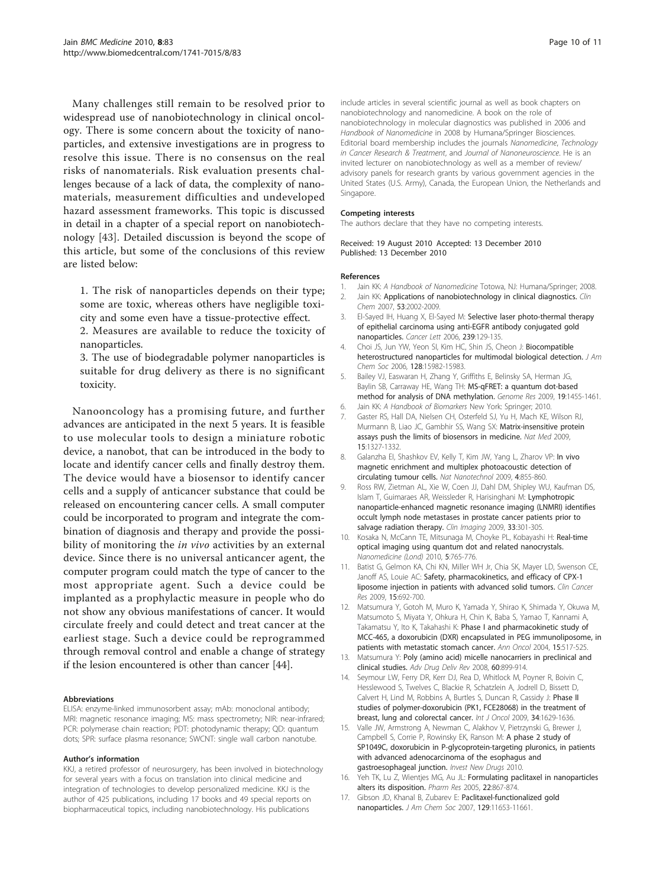Many challenges still remain to be resolved prior to widespread use of nanobiotechnology in clinical oncology. There is some concern about the toxicity of nanoparticles, and extensive investigations are in progress to resolve this issue. There is no consensus on the real risks of nanomaterials. Risk evaluation presents challenges because of a lack of data, the complexity of nanomaterials, measurement difficulties and undeveloped hazard assessment frameworks. This topic is discussed in detail in a chapter of a special report on nanobiotechnology [43]. Detailed discussion is beyond the scope of this article, but some of the conclusions of this review are listed below:

1. The risk of nanoparticles depends on their type; some are toxic, whereas others have negligible toxicity and some even have a tissue-protective effect.
2. Measures are available to reduce the toxicity of nanoparticles.
3. The use of biodegradable polymer nanoparticles is suitable for drug delivery as there is no significant toxicity.

Nanooncology has a promising future, and further advances are anticipated in the next 5 years. It is feasible to use molecular tools to design a miniature robotic device, a nanobot, that can be introduced in the body to locate and identify cancer cells and finally destroy them. The device would have a biosensor to identify cancer cells and a supply of anticancer substance that could be released on encountering cancer cells. A small computer could be incorporated to program and integrate the combination of diagnosis and therapy and provide the possibility of monitoring the *in vivo* activities by an external device. Since there is no universal anticancer agent, the computer program could match the type of cancer to the most appropriate agent. Such a device could be implanted as a prophylactic measure in people who do not show any obvious manifestations of cancer. It would circulate freely and could detect and treat cancer at the earliest stage. Such a device could be reprogrammed through removal control and enable a change of strategy if the lesion encountered is other than cancer [44].

#### Abbreviations

ELISA: enzyme-linked immunosorbent assay; mAb: monoclonal antibody; MRI: magnetic resonance imaging; MS: mass spectrometry; NIR: near-infrared; PCR: polymerase chain reaction; PDT: photodynamic therapy; QD: quantum dots; SPR: surface plasma resonance; SWCNT: single wall carbon nanotube.

#### Author's information

KKJ, a retired professor of neurosurgery, has been involved in biotechnology for several years with a focus on translation into clinical medicine and integration of technologies to develop personalized medicine. KKJ is the author of 425 publications, including 17 books and 49 special reports on biopharmaceutical topics, including nanobiotechnology. His publications include articles in several scientific journal as well as book chapters on nanobiotechnology and nanomedicine. A book on the role of nanobiotechnology in molecular diagnostics was published in 2006 and *Handbook of Nanomedicine* in 2008 by Humana/Springer Biosciences. Editorial board membership includes the journals *Nanomedicine*, *Technology in Cancer Research & Treatment*, and *Journal of Nanoneuroscience*. He is an invited lecturer on nanobiotechnology as well as a member of review/advisory panels for research grants by various government agencies in the United States (U.S. Army), Canada, the European Union, the Netherlands and Singapore.

#### Competing interests

The authors declare that they have no competing interests.

Received: 19 August 2010 Accepted: 13 December 2010
Published: 13 December 2010

#### References

1. Jain KK: *A Handbook of Nanomedicine* Totowa, NJ: Humana/Springer; 2008.
2. Jain KK: **Applications of nanobiotechnology in clinical diagnostics.** *Clin Chem* 2007, **53**:2002-2009.
3. El-Sayed IH, Huang X, El-Sayed M: **Selective laser photo-thermal therapy of epithelial carcinoma using anti-EGFR antibody conjugated gold nanoparticles.** *Cancer Lett* 2006, **239**:129-135.
4. Choi JS, Jun YW, Yeon SI, Kim HC, Shin JS, Cheon J: **Biocompatible heterostructured nanoparticles for multimodal biological detection.** *J Am Chem Soc* 2006, **128**:15982-15983.
5. Bailey VJ, Easwaran H, Zhang Y, Griffiths E, Belinsky SA, Herman JG, Baylin SB, Carraway HE, Wang TH: **MS-qFRET: a quantum dot-based method for analysis of DNA methylation.** *Genome Res* 2009, **19**:1455-1461.
6. Jain KK: *A Handbook of Biomarkers* New York: Springer; 2010.
7. Gaster RS, Hall DA, Nielsen CH, Osterfeld SJ, Yu H, Mach KE, Wilson RJ, Murmann B, Liao JC, Gambhir SS, Wang SX: **Matrix-insensitive protein assays push the limits of biosensors in medicine.** *Nat Med* 2009, **15**:1327-1332.
8. Galanzha EI, Shashkov EV, Kelly T, Kim JW, Yang L, Zharov VP: **In vivo magnetic enrichment and multiplex photoacoustic detection of circulating tumour cells.** *Nat Nanotechnol* 2009, **4**:855-860.
9. Ross RW, Zietman AL, Xie W, Coen JJ, Dahl DM, Shipley WU, Kaufman DS, Islam T, Guimaraes AR, Weissleder R, Harisinghani M: **Lymphotropic nanoparticle-enhanced magnetic resonance imaging (LNMRI) identifies occult lymph node metastases in prostate cancer patients prior to salvage radiation therapy.** *Clin Imaging* 2009, **33**:301-305.
10. Kosaka N, McCann TE, Mitsunaga M, Choyke PL, Kobayashi H: **Real-time optical imaging using quantum dot and related nanocrystals.** *Nanomedicine (Lond)* 2010, **5**:765-776.
11. Batist G, Gelmon KA, Chi KN, Miller WH Jr, Chia SK, Mayer LD, Swenson CE, Janoff AS, Louie AC: **Safety, pharmacokinetics, and efficacy of CPX-1 liposome injection in patients with advanced solid tumors.** *Clin Cancer Res* 2009, **15**:692-700.
12. Matsumura Y, Gotoh M, Muro K, Yamada Y, Shirao K, Shimada Y, Okuwa M, Matsumoto S, Miyata Y, Ohkura H, Chin K, Baba S, Yamao T, Kannami A, Takamatsu Y, Ito K, Takahashi K: **Phase I and pharmacokinetic study of MCC-465, a doxorubicin (DXR) encapsulated in PEG immunoliposome, in patients with metastatic stomach cancer.** *Ann Oncol* 2004, **15**:517-525.
13. Matsumura Y: **Poly (amino acid) micelle nanocarriers in preclinical and clinical studies.** *Adv Drug Deliv Rev* 2008, **60**:899-914.
14. Seymour LW, Ferry DR, Kerr DJ, Rea D, Whitlock M, Poyner R, Boivin C, Hesslewood S, Twelves C, Blackie R, Schatzlein A, Jodrell D, Bissett D, Calvert H, Lind M, Robbins A, Burtles S, Duncan R, Cassidy J: **Phase II studies of polymer-doxorubicin (PK1, FCE28068) in the treatment of breast, lung and colorectal cancer.** *Int J Oncol* 2009, **34**:1629-1636.
15. Valle JW, Armstrong A, Newman C, Alakhov V, Pietrzynski G, Brewer J, Campbell S, Corrie P, Rowinsky EK, Ranson M: **A phase 2 study of SP1049C, doxorubicin in P-glycoprotein-targeting pluronics, in patients with advanced adenocarcinoma of the esophagus and gastroesophageal junction.** *Invest New Drugs* 2010.
16. Yeh TK, Lu Z, Wientjes MG, Au JL: **Formulating paclitaxel in nanoparticles alters its disposition.** *Pharm Res* 2005, **22**:867-874.
17. Gibson JD, Khanal B, Zubarev E: **Paclitaxel-functionalized gold nanoparticles.** *J Am Chem Soc* 2007, **129**:11653-11661.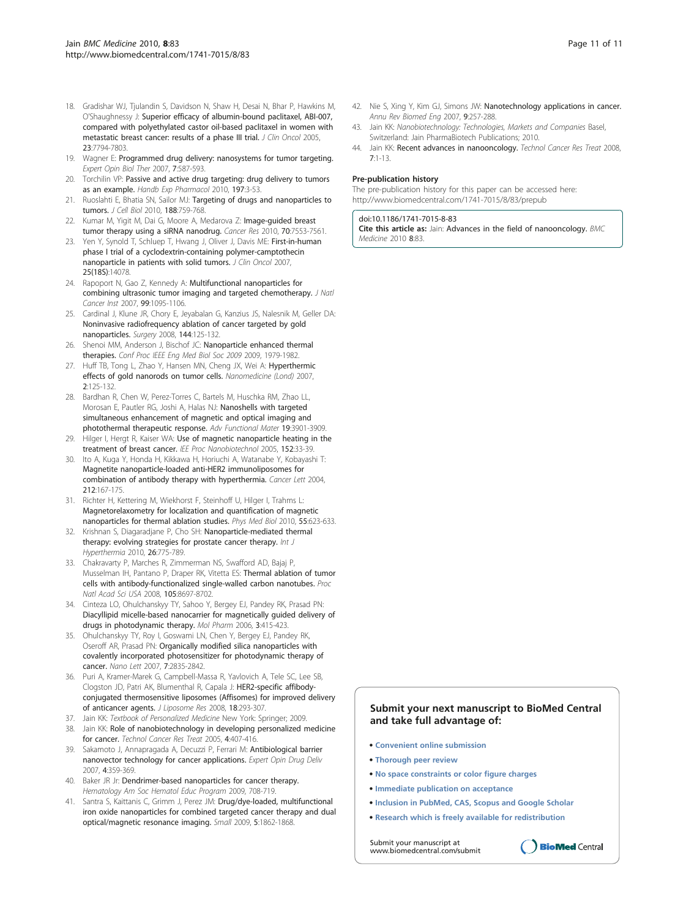18. Gradishar WJ, Tjulandin S, Davidson N, Shaw H, Desai N, Bhar P, Hawkins M, O'Shaughnessy J: **Superior efficacy of albumin-bound paclitaxel, ABI-007, compared with polyethylated castor oil-based paclitaxel in women with metastatic breast cancer: results of a phase III trial.** *J Clin Oncol* 2005, **23**:7794-7803.
19. Wagner E: **Programmed drug delivery: nanosystems for tumor targeting.** *Expert Opin Biol Ther* 2007, **7**:587-593.
20. Torchilin VP: **Passive and active drug targeting: drug delivery to tumors as an example.** *Handb Exp Pharmacol* 2010, **197**:3-53.
21. Ruoslahti E, Bhatia SN, Sailor MJ: **Targeting of drugs and nanoparticles to tumors.** *J Cell Biol* 2010, **188**:759-768.
22. Kumar M, Yigit M, Dai G, Moore A, Medarova Z: **Image-guided breast tumor therapy using a siRNA nanodrug.** *Cancer Res* 2010, **70**:7553-7561.
23. Yen Y, Synold T, Schluep T, Hwang J, Oliver J, Davis ME: **First-in-human phase I trial of a cyclodextrin-containing polymer-camptothecin nanoparticle in patients with solid tumors.** *J Clin Oncol* 2007, **25(18S)**:14078.
24. Rapoport N, Gao Z, Kennedy A: **Multifunctional nanoparticles for combining ultrasonic tumor imaging and targeted chemotherapy.** *J Natl Cancer Inst* 2007, **99**:1095-1106.
25. Cardinal J, Klune JR, Chory E, Jeyabalan G, Kanzius JS, Nalesnik M, Geller DA: **Noninvasive radiofrequency ablation of cancer targeted by gold nanoparticles.** *Surgery* 2008, **144**:125-132.
26. Shenoi MM, Anderson J, Bischof JC: **Nanoparticle enhanced thermal therapies.** *Conf Proc IEEE Eng Med Biol Soc 2009* 2009, 1979-1982.
27. Huff TB, Tong L, Zhao Y, Hansen MN, Cheng JX, Wei A: **Hyperthermic effects of gold nanorods on tumor cells.** *Nanomedicine (Lond)* 2007, **2**:125-132.
28. Bardhan R, Chen W, Perez-Torres C, Bartels M, Huschka RM, Zhao LL, Morosan E, Pautler RG, Joshi A, Halas NJ: **Nanoshells with targeted simultaneous enhancement of magnetic and optical imaging and photothermal therapeutic response.** *Adv Functional Mater* **19**:3901-3909.
29. Hilger I, Hergt R, Kaiser WA: **Use of magnetic nanoparticle heating in the treatment of breast cancer.** *IEE Proc Nanobiotechnol* 2005, **152**:33-39.
30. Ito A, Kuga Y, Honda H, Kikkawa H, Horiuchi A, Watanabe Y, Kobayashi T: **Magnetite nanoparticle-loaded anti-HER2 immunoliposomes for combination of antibody therapy with hyperthermia.** *Cancer Lett* 2004, **212**:167-175.
31. Richter H, Kettering M, Wiekhorst F, Steinhoff U, Hilger I, Trahms L: **Magnetorelaxometry for localization and quantification of magnetic nanoparticles for thermal ablation studies.** *Phys Med Biol* 2010, **55**:623-633.
32. Krishnan S, Diagaradjane P, Cho SH: **Nanoparticle-mediated thermal therapy: evolving strategies for prostate cancer therapy.** *Int J Hyperthermia* 2010, **26**:775-789.
33. Chakravarty P, Marches R, Zimmerman NS, Swafford AD, Bajaj P, Musselman IH, Pantano P, Draper RK, Vitetta ES: **Thermal ablation of tumor cells with antibody-functionalized single-walled carbon nanotubes.** *Proc Natl Acad Sci USA* 2008, **105**:8697-8702.
34. Cinteza LO, Ohulchanskyy TY, Sahoo Y, Bergey EJ, Pandey RK, Prasad PN: **Diacyllipid micelle-based nanocarrier for magnetically guided delivery of drugs in photodynamic therapy.** *Mol Pharm* 2006, **3**:415-423.
35. Ohulchanskyy TY, Roy I, Goswami LN, Chen Y, Bergey EJ, Pandey RK, Oseroff AR, Prasad PN: **Organically modified silica nanoparticles with covalently incorporated photosensitizer for photodynamic therapy of cancer.** *Nano Lett* 2007, **7**:2835-2842.
36. Puri A, Kramer-Marek G, Campbell-Massa R, Yavlovich A, Tele SC, Lee SB, Clogston JD, Patri AK, Blumenthal R, Capala J: **HER2-specific affibody-conjugated thermosensitive liposomes (Affisomes) for improved delivery of anticancer agents.** *J Liposome Res* 2008, **18**:293-307.
37. Jain KK: *Textbook of Personalized Medicine* New York: Springer; 2009.
38. Jain KK: **Role of nanobiotechnology in developing personalized medicine for cancer.** *Technol Cancer Res Treat* 2005, **4**:407-416.
39. Sakamoto J, Annapragada A, Decuzzi P, Ferrari M: **Antibiological barrier nanovector technology for cancer applications.** *Expert Opin Drug Deliv* 2007, **4**:359-369.
40. Baker JR Jr: **Dendrimer-based nanoparticles for cancer therapy.** *Hematology Am Soc Hematol Educ Program* 2009, 708-719.
41. Santra S, Kaittanis C, Grimm J, Perez JM: **Drug/dye-loaded, multifunctional iron oxide nanoparticles for combined targeted cancer therapy and dual optical/magnetic resonance imaging.** *Small* 2009, **5**:1862-1868.
42. Nie S, Xing Y, Kim GJ, Simons JW: **Nanotechnology applications in cancer.** *Annu Rev Biomed Eng* 2007, **9**:257-288.
43. Jain KK: *Nanobiotechnology: Technologies, Markets and Companies* Basel, Switzerland: Jain PharmaBiotech Publications; 2010.
44. Jain KK: **Recent advances in nanooncology.** *Technol Cancer Res Treat* 2008, **7**:1-13.

### Pre-publication history

The pre-publication history for this paper can be accessed here:
http://www.biomedcentral.com/1741-7015/8/83/prepub

doi:10.1186/1741-7015-8-83
**Cite this article as:** Jain: Advances in the field of nanooncology. *BMC Medicine* 2010 **8**:83.

**Submit your next manuscript to BioMed Central and take full advantage of:**

- **Convenient online submission**
- **Thorough peer review**
- **No space constraints or color figure charges**
- **Immediate publication on acceptance**
- **Inclusion in PubMed, CAS, Scopus and Google Scholar**
- **Research which is freely available for redistribution**

Submit your manuscript at
www.biomedcentral.com/submit

BioMed Central